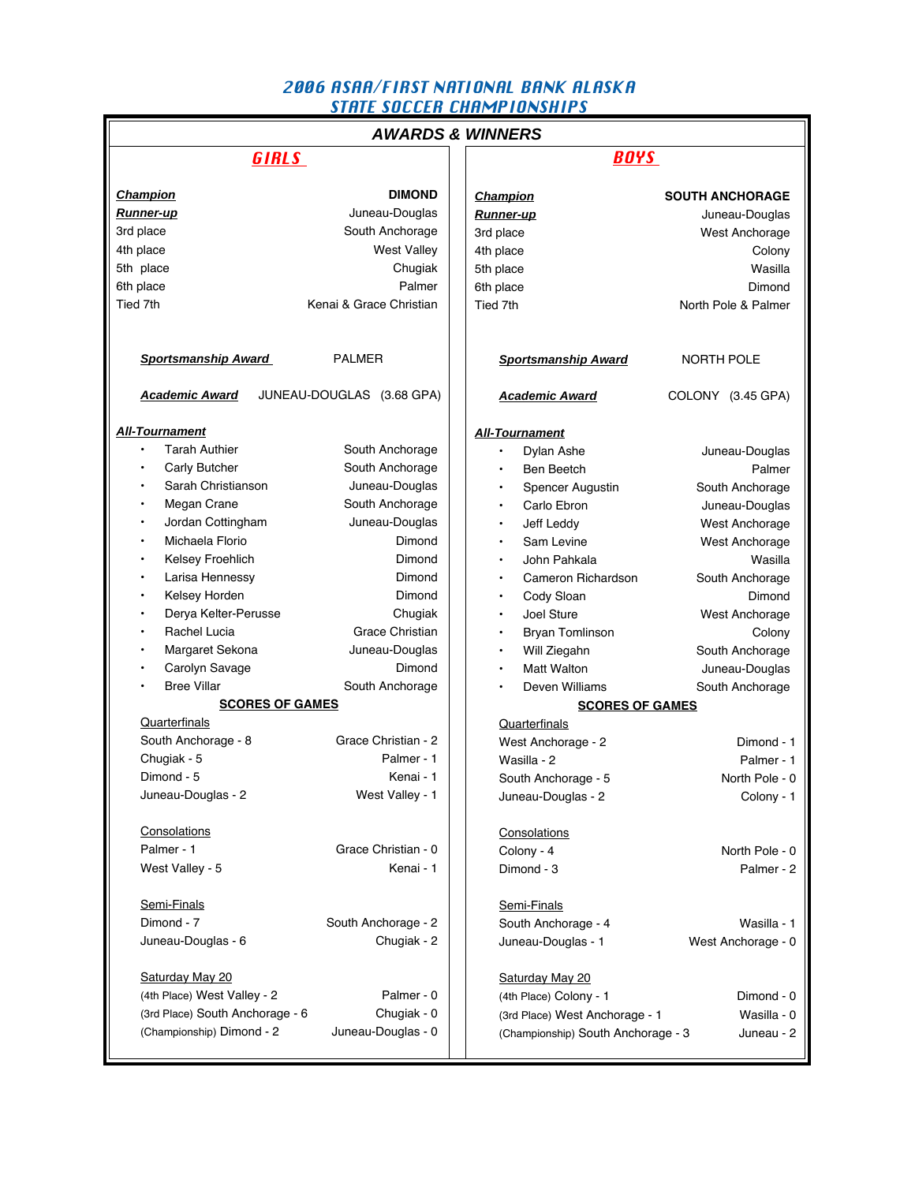# 2006 ASAA/FIRST NATIONAL BANK ALASKA STATE SOCCER CHAMPIONSHIPS

## AWARDS & WINNERS

### GIRLS

| | |
|---|---|
| **Champion** | **DIMOND** |
| **Runner-up** | Juneau-Douglas |
| 3rd place | South Anchorage |
| 4th place | West Valley |
| 5th place | Chugiak |
| 6th place | Palmer |
| Tied 7th | Kenai & Grace Christian |

***Sportsmanship Award*** PALMER

***Academic Award*** JUNEAU-DOUGLAS (3.68 GPA)

***All-Tournament***

| Player | School |
|---|---|
| Tarah Authier | South Anchorage |
| Carly Butcher | South Anchorage |
| Sarah Christianson | Juneau-Douglas |
| Megan Crane | South Anchorage |
| Jordan Cottingham | Juneau-Douglas |
| Michaela Florio | Dimond |
| Kelsey Froehlich | Dimond |
| Larisa Hennessy | Dimond |
| Kelsey Horden | Dimond |
| Derya Kelter-Perusse | Chugiak |
| Rachel Lucia | Grace Christian |
| Margaret Sekona | Juneau-Douglas |
| Carolyn Savage | Dimond |
| Bree Villar | South Anchorage |

#### SCORES OF GAMES

**Quarterfinals**

| | |
|---|---|
| South Anchorage - 8 | Grace Christian - 2 |
| Chugiak - 5 | Palmer - 1 |
| Dimond - 5 | Kenai - 1 |
| Juneau-Douglas - 2 | West Valley - 1 |

**Consolations**

| | |
|---|---|
| Palmer - 1 | Grace Christian - 0 |
| West Valley - 5 | Kenai - 1 |

**Semi-Finals**

| | |
|---|---|
| Dimond - 7 | South Anchorage - 2 |
| Juneau-Douglas - 6 | Chugiak - 2 |

**Saturday May 20**

| | |
|---|---|
| (4th Place) West Valley - 2 | Palmer - 0 |
| (3rd Place) South Anchorage - 6 | Chugiak - 0 |
| (Championship) Dimond - 2 | Juneau-Douglas - 0 |

### BOYS

| | |
|---|---|
| **Champion** | **SOUTH ANCHORAGE** |
| **Runner-up** | Juneau-Douglas |
| 3rd place | West Anchorage |
| 4th place | Colony |
| 5th place | Wasilla |
| 6th place | Dimond |
| Tied 7th | North Pole & Palmer |

***Sportsmanship Award*** NORTH POLE

***Academic Award*** COLONY (3.45 GPA)

***All-Tournament***

| Player | School |
|---|---|
| Dylan Ashe | Juneau-Douglas |
| Ben Beetch | Palmer |
| Spencer Augustin | South Anchorage |
| Carlo Ebron | Juneau-Douglas |
| Jeff Leddy | West Anchorage |
| Sam Levine | West Anchorage |
| John Pahkala | Wasilla |
| Cameron Richardson | South Anchorage |
| Cody Sloan | Dimond |
| Joel Sture | West Anchorage |
| Bryan Tomlinson | Colony |
| Will Ziegahn | South Anchorage |
| Matt Walton | Juneau-Douglas |
| Deven Williams | South Anchorage |

#### SCORES OF GAMES

**Quarterfinals**

| | |
|---|---|
| West Anchorage - 2 | Dimond - 1 |
| Wasilla - 2 | Palmer - 1 |
| South Anchorage - 5 | North Pole - 0 |
| Juneau-Douglas - 2 | Colony - 1 |

**Consolations**

| | |
|---|---|
| Colony - 4 | North Pole - 0 |
| Dimond - 3 | Palmer - 2 |

**Semi-Finals**

| | |
|---|---|
| South Anchorage - 4 | Wasilla - 1 |
| Juneau-Douglas - 1 | West Anchorage - 0 |

**Saturday May 20**

| | |
|---|---|
| (4th Place) Colony - 1 | Dimond - 0 |
| (3rd Place) West Anchorage - 1 | Wasilla - 0 |
| (Championship) South Anchorage - 3 | Juneau - 2 |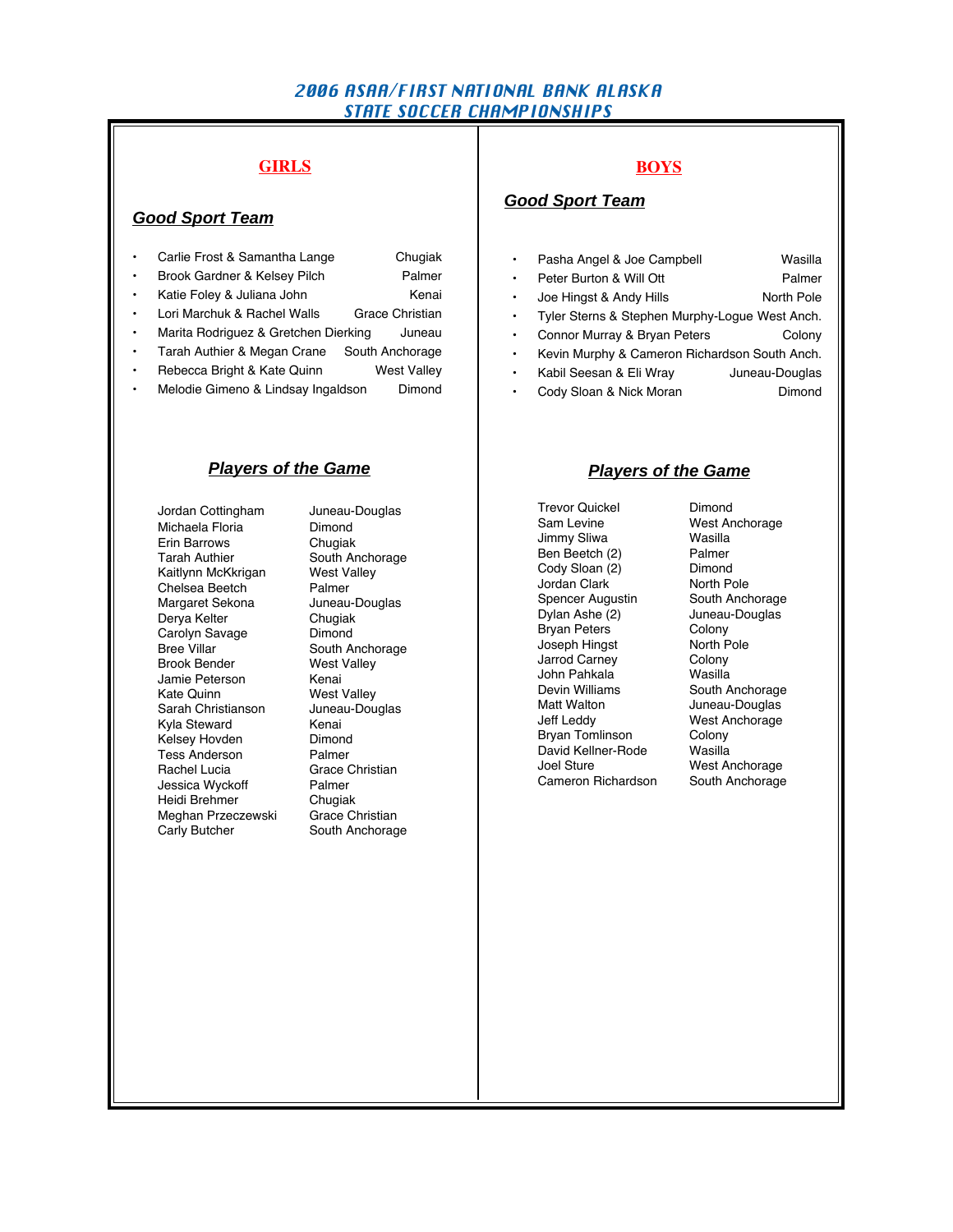# 2006 ASAA/FIRST NATIONAL BANK ALASKA STATE SOCCER CHAMPIONSHIPS

## GIRLS

### Good Sport Team

| | |
|---|---|
| Carlie Frost & Samantha Lange | Chugiak |
| Brook Gardner & Kelsey Pilch | Palmer |
| Katie Foley & Juliana John | Kenai |
| Lori Marchuk & Rachel Walls | Grace Christian |
| Marita Rodriguez & Gretchen Dierking | Juneau |
| Tarah Authier & Megan Crane | South Anchorage |
| Rebecca Bright & Kate Quinn | West Valley |
| Melodie Gimeno & Lindsay Ingaldson | Dimond |

### Players of the Game

| | |
|---|---|
| Jordan Cottingham | Juneau-Douglas |
| Michaela Floria | Dimond |
| Erin Barrows | Chugiak |
| Tarah Authier | South Anchorage |
| Kaitlynn McKkrigan | West Valley |
| Chelsea Beetch | Palmer |
| Margaret Sekona | Juneau-Douglas |
| Derya Kelter | Chugiak |
| Carolyn Savage | Dimond |
| Bree Villar | South Anchorage |
| Brook Bender | West Valley |
| Jamie Peterson | Kenai |
| Kate Quinn | West Valley |
| Sarah Christianson | Juneau-Douglas |
| Kyla Steward | Kenai |
| Kelsey Hovden | Dimond |
| Tess Anderson | Palmer |
| Rachel Lucia | Grace Christian |
| Jessica Wyckoff | Palmer |
| Heidi Brehmer | Chugiak |
| Meghan Przeczewski | Grace Christian |
| Carly Butcher | South Anchorage |

## BOYS

### Good Sport Team

| | |
|---|---|
| Pasha Angel & Joe Campbell | Wasilla |
| Peter Burton & Will Ott | Palmer |
| Joe Hingst & Andy Hills | North Pole |
| Tyler Sterns & Stephen Murphy-Logue | West Anch. |
| Connor Murray & Bryan Peters | Colony |
| Kevin Murphy & Cameron Richardson | South Anch. |
| Kabil Seesan & Eli Wray | Juneau-Douglas |
| Cody Sloan & Nick Moran | Dimond |

### Players of the Game

| | |
|---|---|
| Trevor Quickel | Dimond |
| Sam Levine | West Anchorage |
| Jimmy Sliwa | Wasilla |
| Ben Beetch (2) | Palmer |
| Cody Sloan (2) | Dimond |
| Jordan Clark | North Pole |
| Spencer Augustin | South Anchorage |
| Dylan Ashe (2) | Juneau-Douglas |
| Bryan Peters | Colony |
| Joseph Hingst | North Pole |
| Jarrod Carney | Colony |
| John Pahkala | Wasilla |
| Devin Williams | South Anchorage |
| Matt Walton | Juneau-Douglas |
| Jeff Leddy | West Anchorage |
| Bryan Tomlinson | Colony |
| David Kellner-Rode | Wasilla |
| Joel Sture | West Anchorage |
| Cameron Richardson | South Anchorage |